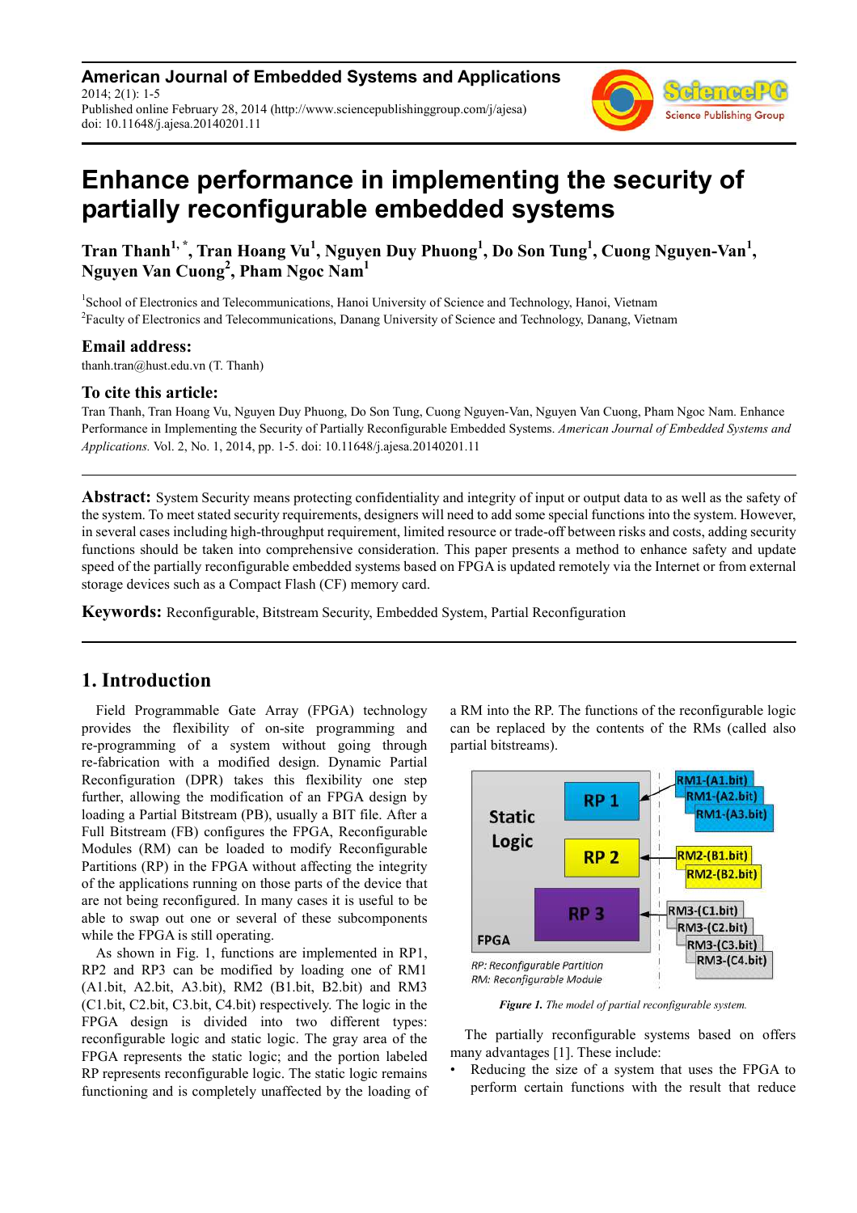# Enhance performance in implementing the security of partially reconfigurable embedded systems

**Tran Thanh[1,*], Tran Hoang Vu[1], Nguyen Duy Phuong[1], Do Son Tung[1], Cuong Nguyen-Van[1], Nguyen Van Cuong[2], Pham Ngoc Nam[1]**

[1]School of Electronics and Telecommunications, Hanoi University of Science and Technology, Hanoi, Vietnam
[2]Faculty of Electronics and Telecommunications, Danang University of Science and Technology, Danang, Vietnam

### Email address:

thanh.tran@hust.edu.vn (T. Thanh)

### To cite this article:

Tran Thanh, Tran Hoang Vu, Nguyen Duy Phuong, Do Son Tung, Cuong Nguyen-Van, Nguyen Van Cuong, Pham Ngoc Nam. Enhance Performance in Implementing the Security of Partially Reconfigurable Embedded Systems. *American Journal of Embedded Systems and Applications.* Vol. 2, No. 1, 2014, pp. 1-5. doi: 10.11648/j.ajesa.20140201.11

**Abstract:** System Security means protecting confidentiality and integrity of input or output data to as well as the safety of the system. To meet stated security requirements, designers will need to add some special functions into the system. However, in several cases including high-throughput requirement, limited resource or trade-off between risks and costs, adding security functions should be taken into comprehensive consideration. This paper presents a method to enhance safety and update speed of the partially reconfigurable embedded systems based on FPGA is updated remotely via the Internet or from external storage devices such as a Compact Flash (CF) memory card.

**Keywords:** Reconfigurable, Bitstream Security, Embedded System, Partial Reconfiguration

## 1. Introduction

Field Programmable Gate Array (FPGA) technology provides the flexibility of on-site programming and re-programming of a system without going through re-fabrication with a modified design. Dynamic Partial Reconfiguration (DPR) takes this flexibility one step further, allowing the modification of an FPGA design by loading a Partial Bitstream (PB), usually a BIT file. After a Full Bitstream (FB) configures the FPGA, Reconfigurable Modules (RM) can be loaded to modify Reconfigurable Partitions (RP) in the FPGA without affecting the integrity of the applications running on those parts of the device that are not being reconfigured. In many cases it is useful to be able to swap out one or several of these subcomponents while the FPGA is still operating.

As shown in Fig. 1, functions are implemented in RP1, RP2 and RP3 can be modified by loading one of RM1 (A1.bit, A2.bit, A3.bit), RM2 (B1.bit, B2.bit) and RM3 (C1.bit, C2.bit, C3.bit, C4.bit) respectively. The logic in the FPGA design is divided into two different types: reconfigurable logic and static logic. The gray area of the FPGA represents the static logic; and the portion labeled RP represents reconfigurable logic. The static logic remains functioning and is completely unaffected by the loading of a RM into the RP. The functions of the reconfigurable logic can be replaced by the contents of the RMs (called also partial bitstreams).

*Figure 1. The model of partial reconfigurable system.*

The partially reconfigurable systems based on offers many advantages [1]. These include:

- Reducing the size of a system that uses the FPGA to perform certain functions with the result that reduce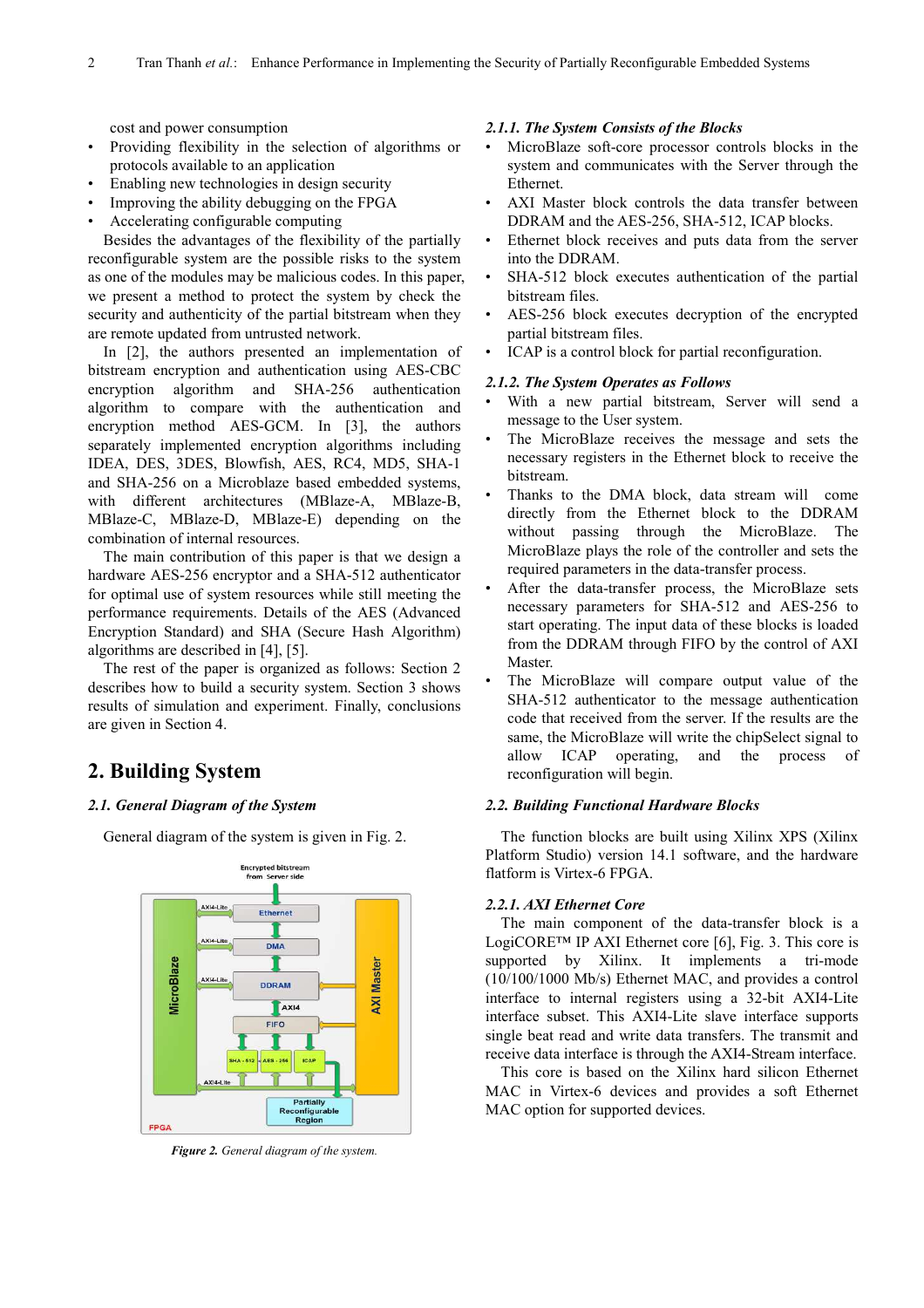cost and power consumption

- Providing flexibility in the selection of algorithms or protocols available to an application
- Enabling new technologies in design security
- Improving the ability debugging on the FPGA
- Accelerating configurable computing

Besides the advantages of the flexibility of the partially reconfigurable system are the possible risks to the system as one of the modules may be malicious codes. In this paper, we present a method to protect the system by check the security and authenticity of the partial bitstream when they are remote updated from untrusted network.

In [2], the authors presented an implementation of bitstream encryption and authentication using AES-CBC encryption algorithm and SHA-256 authentication algorithm to compare with the authentication and encryption method AES-GCM. In [3], the authors separately implemented encryption algorithms including IDEA, DES, 3DES, Blowfish, AES, RC4, MD5, SHA-1 and SHA-256 on a Microblaze based embedded systems, with different architectures (MBlaze-A, MBlaze-B, MBlaze-C, MBlaze-D, MBlaze-E) depending on the combination of internal resources.

The main contribution of this paper is that we design a hardware AES-256 encryptor and a SHA-512 authenticator for optimal use of system resources while still meeting the performance requirements. Details of the AES (Advanced Encryption Standard) and SHA (Secure Hash Algorithm) algorithms are described in [4], [5].

The rest of the paper is organized as follows: Section 2 describes how to build a security system. Section 3 shows results of simulation and experiment. Finally, conclusions are given in Section 4.

## 2. Building System

### 2.1. General Diagram of the System

General diagram of the system is given in Fig. 2.

*Figure 2. General diagram of the system.*

#### 2.1.1. The System Consists of the Blocks

- MicroBlaze soft-core processor controls blocks in the system and communicates with the Server through the Ethernet.
- AXI Master block controls the data transfer between DDRAM and the AES-256, SHA-512, ICAP blocks.
- Ethernet block receives and puts data from the server into the DDRAM.
- SHA-512 block executes authentication of the partial bitstream files.
- AES-256 block executes decryption of the encrypted partial bitstream files.
- ICAP is a control block for partial reconfiguration.

#### 2.1.2. The System Operates as Follows

- With a new partial bitstream, Server will send a message to the User system.
- The MicroBlaze receives the message and sets the necessary registers in the Ethernet block to receive the bitstream.
- Thanks to the DMA block, data stream will come directly from the Ethernet block to the DDRAM without passing through the MicroBlaze. The MicroBlaze plays the role of the controller and sets the required parameters in the data-transfer process.
- After the data-transfer process, the MicroBlaze sets necessary parameters for SHA-512 and AES-256 to start operating. The input data of these blocks is loaded from the DDRAM through FIFO by the control of AXI Master.
- The MicroBlaze will compare output value of the SHA-512 authenticator to the message authentication code that received from the server. If the results are the same, the MicroBlaze will write the chipSelect signal to allow ICAP operating, and the process of reconfiguration will begin.

### 2.2. Building Functional Hardware Blocks

The function blocks are built using Xilinx XPS (Xilinx Platform Studio) version 14.1 software, and the hardware flatform is Virtex-6 FPGA.

#### 2.2.1. AXI Ethernet Core

The main component of the data-transfer block is a LogiCORE™ IP AXI Ethernet core [6], Fig. 3. This core is supported by Xilinx. It implements a tri-mode (10/100/1000 Mb/s) Ethernet MAC, and provides a control interface to internal registers using a 32-bit AXI4-Lite interface subset. This AXI4-Lite slave interface supports single beat read and write data transfers. The transmit and receive data interface is through the AXI4-Stream interface.

This core is based on the Xilinx hard silicon Ethernet MAC in Virtex-6 devices and provides a soft Ethernet MAC option for supported devices.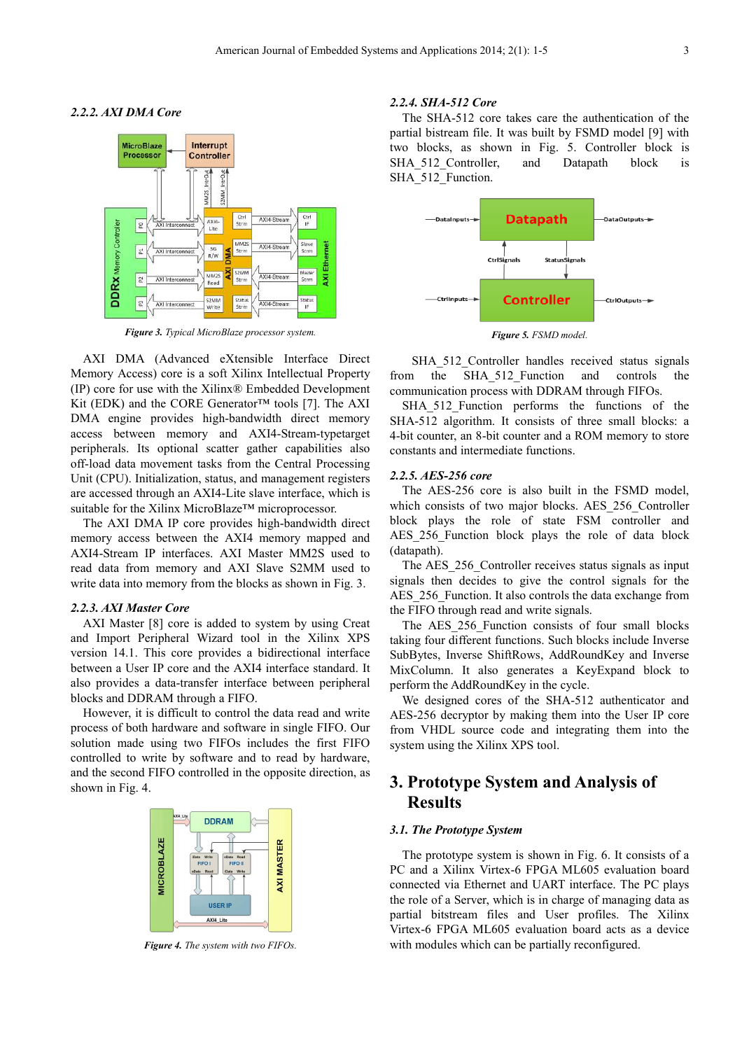### 2.2.2. AXI DMA Core

*Figure 3. Typical MicroBlaze processor system.*

AXI DMA (Advanced eXtensible Interface Direct Memory Access) core is a soft Xilinx Intellectual Property (IP) core for use with the Xilinx® Embedded Development Kit (EDK) and the CORE Generator™ tools [7]. The AXI DMA engine provides high-bandwidth direct memory access between memory and AXI4-Stream-typetarget peripherals. Its optional scatter gather capabilities also off-load data movement tasks from the Central Processing Unit (CPU). Initialization, status, and management registers are accessed through an AXI4-Lite slave interface, which is suitable for the Xilinx MicroBlaze™ microprocessor.

The AXI DMA IP core provides high-bandwidth direct memory access between the AXI4 memory mapped and AXI4-Stream IP interfaces. AXI Master MM2S used to read data from memory and AXI Slave S2MM used to write data into memory from the blocks as shown in Fig. 3.

### 2.2.3. AXI Master Core

AXI Master [8] core is added to system by using Creat and Import Peripheral Wizard tool in the Xilinx XPS version 14.1. This core provides a bidirectional interface between a User IP core and the AXI4 interface standard. It also provides a data-transfer interface between peripheral blocks and DDRAM through a FIFO.

However, it is difficult to control the data read and write process of both hardware and software in single FIFO. Our solution made using two FIFOs includes the first FIFO controlled to write by software and to read by hardware, and the second FIFO controlled in the opposite direction, as shown in Fig. 4.

*Figure 4. The system with two FIFOs.*

### 2.2.4. SHA-512 Core

The SHA-512 core takes care the authentication of the partial bistream file. It was built by FSMD model [9] with two blocks, as shown in Fig. 5. Controller block is SHA_512_Controller, and Datapath block is SHA_512_Function.

*Figure 5. FSMD model.*

SHA_512_Controller handles received status signals from the SHA_512_Function and controls the communication process with DDRAM through FIFOs.

SHA_512_Function performs the functions of the SHA-512 algorithm. It consists of three small blocks: a 4-bit counter, an 8-bit counter and a ROM memory to store constants and intermediate functions.

### 2.2.5. AES-256 core

The AES-256 core is also built in the FSMD model, which consists of two major blocks. AES_256_Controller block plays the role of state FSM controller and AES_256_Function block plays the role of data block (datapath).

The AES_256_Controller receives status signals as input signals then decides to give the control signals for the AES_256_Function. It also controls the data exchange from the FIFO through read and write signals.

The AES_256_Function consists of four small blocks taking four different functions. Such blocks include Inverse SubBytes, Inverse ShiftRows, AddRoundKey and Inverse MixColumn. It also generates a KeyExpand block to perform the AddRoundKey in the cycle.

We designed cores of the SHA-512 authenticator and AES-256 decryptor by making them into the User IP core from VHDL source code and integrating them into the system using the Xilinx XPS tool.

## 3. Prototype System and Analysis of Results

### 3.1. The Prototype System

The prototype system is shown in Fig. 6. It consists of a PC and a Xilinx Virtex-6 FPGA ML605 evaluation board connected via Ethernet and UART interface. The PC plays the role of a Server, which is in charge of managing data as partial bitstream files and User profiles. The Xilinx Virtex-6 FPGA ML605 evaluation board acts as a device with modules which can be partially reconfigured.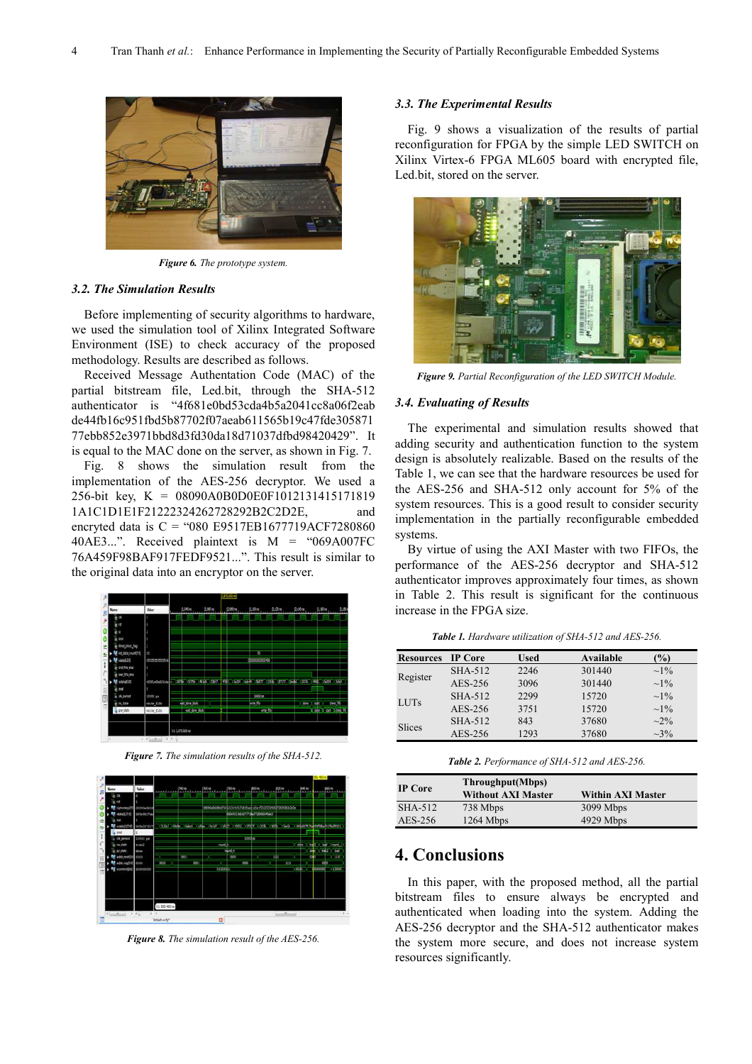*Figure 6. The prototype system.*

### 3.2. The Simulation Results

Before implementing of security algorithms to hardware, we used the simulation tool of Xilinx Integrated Software Environment (ISE) to check accuracy of the proposed methodology. Results are described as follows.

Received Message Authentication Code (MAC) of the partial bitstream file, Led.bit, through the SHA-512 authenticator is "4f681e0bd53cda4b5a2041cc8a06f2eab de44fb16c951fbd5b87702f07aeab611565b19c47fde305871 77ebb852e3971bbd8d3fd30da18d71037dfbd98420429". It is equal to the MAC done on the server, as shown in Fig. 7.

Fig. 8 shows the simulation result from the implementation of the AES-256 decryptor. We used a 256-bit key, K = 08090A0B0D0E0F1012131415171819 1A1C1D1E1F21222324262728292B2C2D2E, and encryted data is C = "080 E9517EB1677719ACF7280860 40AE3...". Received plaintext is M = "069A007FC 76A459F98BAF917FEDF9521...". This result is similar to the original data into an encryptor on the server.

*Figure 7. The simulation results of the SHA-512.*

*Figure 8. The simulation result of the AES-256.*

### 3.3. The Experimental Results

Fig. 9 shows a visualization of the results of partial reconfiguration for FPGA by the simple LED SWITCH on Xilinx Virtex-6 FPGA ML605 board with encrypted file, Led.bit, stored on the server.

*Figure 9. Partial Reconfiguration of the LED SWITCH Module.*

### 3.4. Evaluating of Results

The experimental and simulation results showed that adding security and authentication function to the system design is absolutely realizable. Based on the results of the Table 1, we can see that the hardware resources be used for the AES-256 and SHA-512 only account for 5% of the system resources. This is a good result to consider security implementation in the partially reconfigurable embedded systems.

By virtue of using the AXI Master with two FIFOs, the performance of the AES-256 decryptor and SHA-512 authenticator improves approximately four times, as shown in Table 2. This result is significant for the continuous increase in the FPGA size.

*Table 1. Hardware utilization of SHA-512 and AES-256.*

| Resources | IP Core | Used | Available | (%) |
|---|---|---|---|---|
| Register | SHA-512 | 2246 | 301440 | ~1% |
| | AES-256 | 3096 | 301440 | ~1% |
| LUTs | SHA-512 | 2299 | 15720 | ~1% |
| | AES-256 | 3751 | 15720 | ~1% |
| Slices | SHA-512 | 843 | 37680 | ~2% |
| | AES-256 | 1293 | 37680 | ~3% |

*Table 2. Performance of SHA-512 and AES-256.*

| IP Core | Throughput(Mbps) Without AXI Master | Within AXI Master |
|---|---|---|
| SHA-512 | 738 Mbps | 3099 Mbps |
| AES-256 | 1264 Mbps | 4929 Mbps |

## 4. Conclusions

In this paper, with the proposed method, all the partial bitstream files to ensure always be encrypted and authenticated when loading into the system. Adding the AES-256 decryptor and the SHA-512 authenticator makes the system more secure, and does not increase system resources significantly.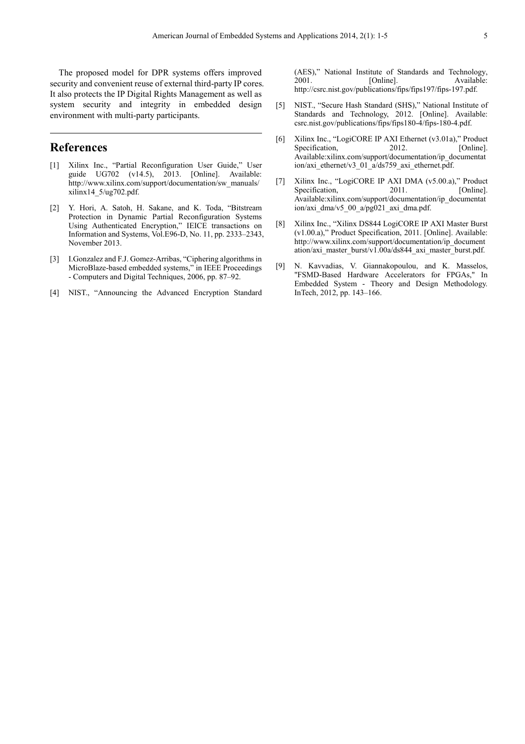The proposed model for DPR systems offers improved security and convenient reuse of external third-party IP cores. It also protects the IP Digital Rights Management as well as system security and integrity in embedded design environment with multi-party participants.

## References

[1] Xilinx Inc., "Partial Reconfiguration User Guide," User guide UG702 (v14.5), 2013. [Online]. Available: http://www.xilinx.com/support/documentation/sw_manuals/xilinx14_5/ug702.pdf.

[2] Y. Hori, A. Satoh, H. Sakane, and K. Toda, "Bitstream Protection in Dynamic Partial Reconfiguration Systems Using Authenticated Encryption," IEICE transactions on Information and Systems, Vol.E96-D, No. 11, pp. 2333–2343, November 2013.

[3] I.Gonzalez and F.J. Gomez-Arribas, "Ciphering algorithms in MicroBlaze-based embedded systems," in IEEE Proceedings - Computers and Digital Techniques, 2006, pp. 87–92.

[4] NIST., "Announcing the Advanced Encryption Standard (AES)," National Institute of Standards and Technology, 2001. [Online]. Available: http://csrc.nist.gov/publications/fips/fips197/fips-197.pdf.

[5] NIST., "Secure Hash Standard (SHS)," National Institute of Standards and Technology, 2012. [Online]. Available: csrc.nist.gov/publications/fips/fips180-4/fips-180-4.pdf.

[6] Xilinx Inc., "LogiCORE IP AXI Ethernet (v3.01a)," Product Specification, 2012. [Online]. Available:xilinx.com/support/documentation/ip_documentation/axi_ethernet/v3_01_a/ds759_axi_ethernet.pdf.

[7] Xilinx Inc., "LogiCORE IP AXI DMA (v5.00.a)," Product Specification, 2011. [Online]. Available:xilinx.com/support/documentation/ip_documentation/axi_dma/v5_00_a/pg021_axi_dma.pdf.

[8] Xilinx Inc., "Xilinx DS844 LogiCORE IP AXI Master Burst (v1.00.a)," Product Specification, 2011. [Online]. Available: http://www.xilinx.com/support/documentation/ip_documentation/axi_master_burst/v1.00a/ds844_axi_master_burst.pdf.

[9] N. Kavvadias, V. Giannakopoulou, and K. Masselos, "FSMD-Based Hardware Accelerators for FPGAs," In Embedded System - Theory and Design Methodology. InTech, 2012, pp. 143–166.